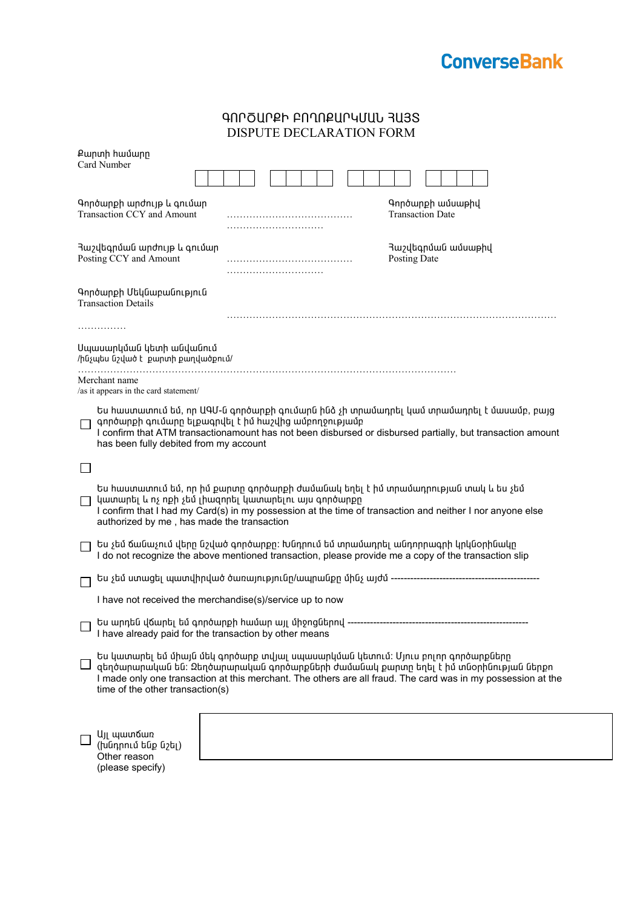**ConverseBank**

# ԳՈՐԾԱՐՔԻ ԲՈՂՈՔԱՐԿՄԱՆ ՀԱՅՏ
# DISPUTE DECLARATION FORM

Քարտի համարը
Card Number

| | | | | | | | | | | | | | | | |
|---|---|---|---|---|---|---|---|---|---|---|---|---|---|---|---|
| | | | | | | | | | | | | | | | |

Գործարքի արժույթ և գումար
Transaction CCY and Amount ......................................

Գործարքի ամսաթիվ
Transaction Date .............................

Հաշվեգրման արժույթ և գումար
Posting CCY and Amount ......................................

Հաշվեգրման ամսաթիվ
Posting Date .............................

Գործարքի Մեկնաբանություն
Transaction Details .........................................................................................................

...............

Սպասարկման կետի անվանում
/ինչպես նշված է քարտի քաղվածքում/
..................................................................................................................
Merchant name
/as it appears in the card statement/

☐ Ես հաստատում եմ, որ ԱԳՄ-ն գործարքի գումարն ինձ չի տրամադրել կամ տրամադրել է մասամբ, բայց գործարքի գումարը ելքագրվել է իմ հաշվից ամբողջությամբ
I confirm that ATM transactionamount has not been disbursed or disbursed partially, but transaction amount has been fully debited from my account

☐

☐ Ես հաստատում եմ, որ իմ քարտը գործարքի ժամանակ եղել է իմ տրամադրության տակ և ես չեմ կատարել և ոչ ոքի չեմ լիազորել կատարելու այս գործարքը
I confirm that I had my Card(s) in my possession at the time of transaction and neither I nor anyone else authorized by me , has made the transaction

☐ Ես չեմ ճանաչում վերը նշված գործարքը: Խնդրում եմ տրամադրել անդորրագրի կրկնօրինակը
I do not recognize the above mentioned transaction, please provide me a copy of the transaction slip

☐ Ես չեմ ստացել պատվիրված ծառայությունը/ապրանքը մինչ այժմ -----------------------------------------------

I have not received the merchandise(s)/service up to now

☐ Ես արդեն վճարել եմ գործարքի համար այլ միջոցներով -------------------------------------------------------
I have already paid for the transaction by other means

☐ Ես կատարել եմ միայն մեկ գործարք տվյալ սպասարկման կետում: Մյուս բոլոր գործարքները զեղծարարական են: Զեղծարարական գործարքների ժամանակ քարտը եղել է իմ տնօրինության ներքո
I made only one transaction at this merchant. The others are all fraud. The card was in my possession at the time of the other transaction(s)

☐ Այլ պատճառ
(խնդրում ենք նշել)
Other reason
(please specify)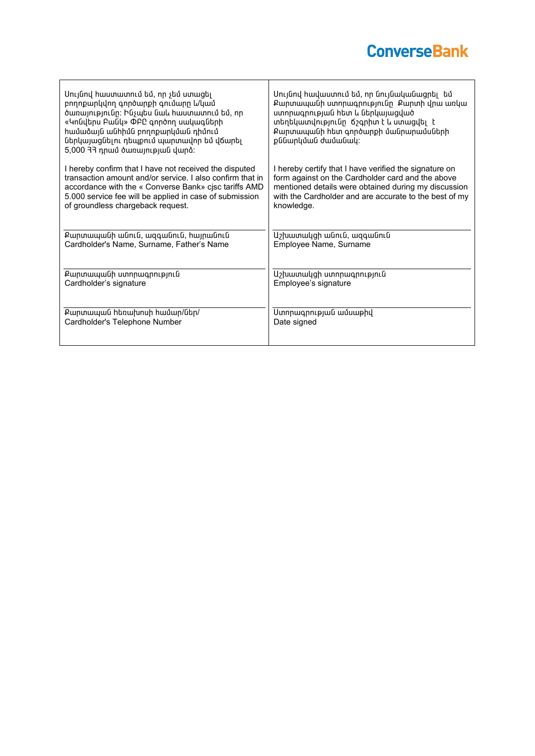ConverseBank

| | |
|---|---|
| Սույնով հաստատում եմ, որ չեմ ստացել բողոքարկվող գործարքի գումարը և/կամ ծառայությունը: Ինչպես նաև հաստատում եմ, որ «Կոնվերս Բանկ» ՓԲԸ գործող սակագների համաձայն անհիմն բողոքարկման դիմում ներկայացնելու դեպքում պարտավոր եմ վճարել 5,000 ՀՀ դրամ ծառայության վարձ:<br><br>I hereby confirm that I have not received the disputed transaction amount and/or service. I also confirm that in accordance with the « Converse Bank» cjsc tariffs AMD 5.000 service fee will be applied in case of submission of groundless chargeback request. | Սույնով հավաստում եմ, որ նույնականացրել եմ Քարտապանի ստորագրությունը Քարտի վրա առկա ստորագրության հետ և ներկայացված տեղեկատվությունը ճշգրիտ է և ստացվել է Քարտապանի հետ գործարքի մանրամասների քննարկման ժամանակ:<br><br>I hereby certify that I have verified the signature on form against on the Cardholder card and the above mentioned details were obtained during my discussion with the Cardholder and are accurate to the best of my knowledge. |
| Քարտապանի անուն, ազգանուն, հայրանուն<br>Cardholder's Name, Surname, Father's Name | Աշխատակցի անուն, ազգանուն<br>Employee Name, Surname |
| Քարտապանի ստորագրություն<br>Cardholder's signature | Աշխատակցի ստորագրություն<br>Employee's signature |
| Քարտապան հեռախոսի համար/ներ/<br>Cardholder's Telephone Number | Ստորագրության ամսաթիվ<br>Date signed |